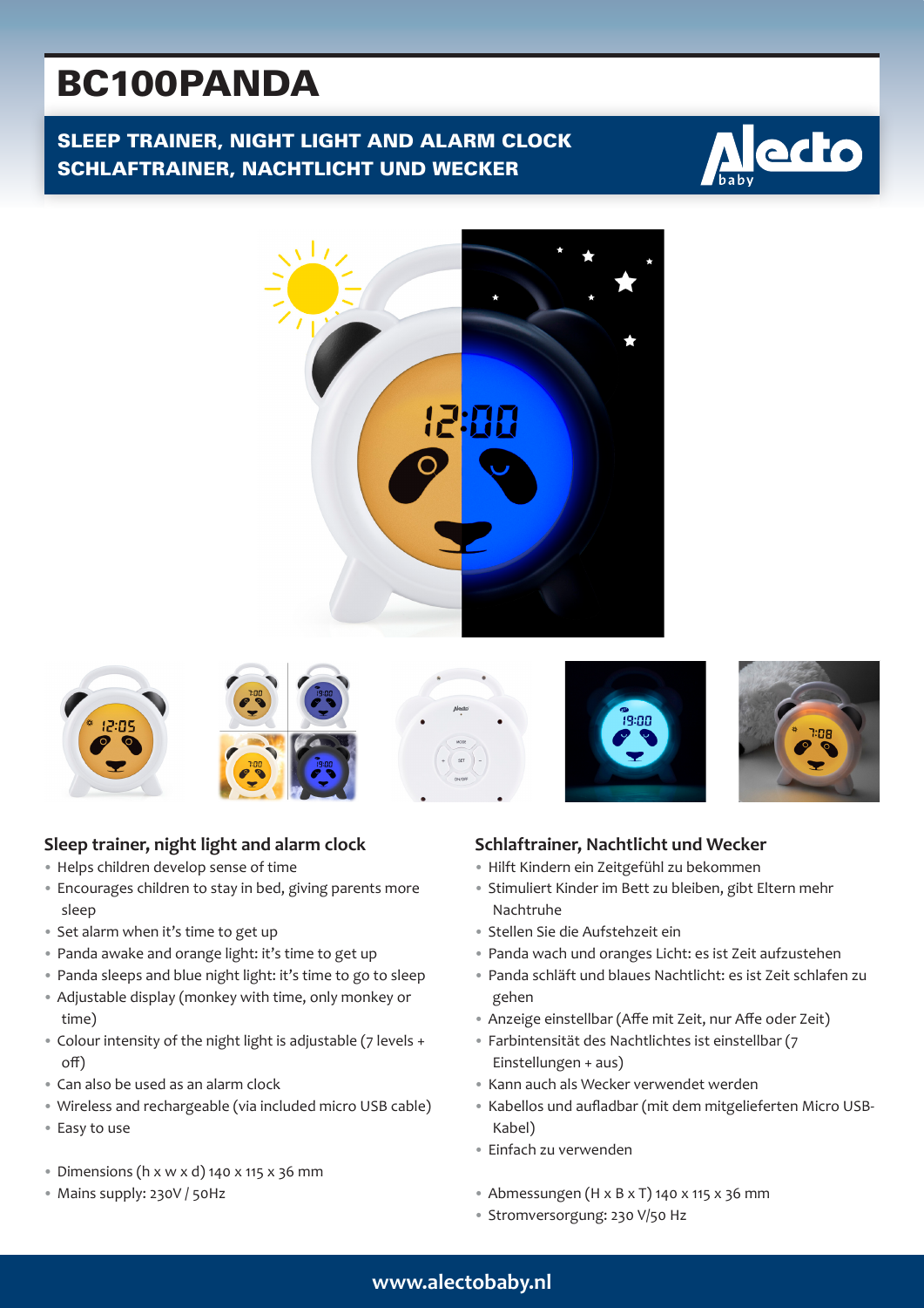# BC100PANDA

## SLEEP TRAINER, NIGHT LIGHT AND ALARM CLOCK
## SCHLAFTRAINER, NACHTLICHT UND WECKER

### Sleep trainer, night light and alarm clock

- Helps children develop sense of time
- Encourages children to stay in bed, giving parents more sleep
- Set alarm when it's time to get up
- Panda awake and orange light: it's time to get up
- Panda sleeps and blue night light: it's time to go to sleep
- Adjustable display (monkey with time, only monkey or time)
- Colour intensity of the night light is adjustable (7 levels + off)
- Can also be used as an alarm clock
- Wireless and rechargeable (via included micro USB cable)
- Easy to use

- Dimensions (h x w x d) 140 x 115 x 36 mm
- Mains supply: 230V / 50Hz

### Schlaftrainer, Nachtlicht und Wecker

- Hilft Kindern ein Zeitgefühl zu bekommen
- Stimuliert Kinder im Bett zu bleiben, gibt Eltern mehr Nachtruhe
- Stellen Sie die Aufstehzeit ein
- Panda wach und oranges Licht: es ist Zeit aufzustehen
- Panda schläft und blaues Nachtlicht: es ist Zeit schlafen zu gehen
- Anzeige einstellbar (Affe mit Zeit, nur Affe oder Zeit)
- Farbintensität des Nachtlichtes ist einstellbar (7 Einstellungen + aus)
- Kann auch als Wecker verwendet werden
- Kabellos und aufladbar (mit dem mitgelieferten Micro USB-Kabel)
- Einfach zu verwenden

- Abmessungen (H x B x T) 140 x 115 x 36 mm
- Stromversorgung: 230 V/50 Hz

www.alectobaby.nl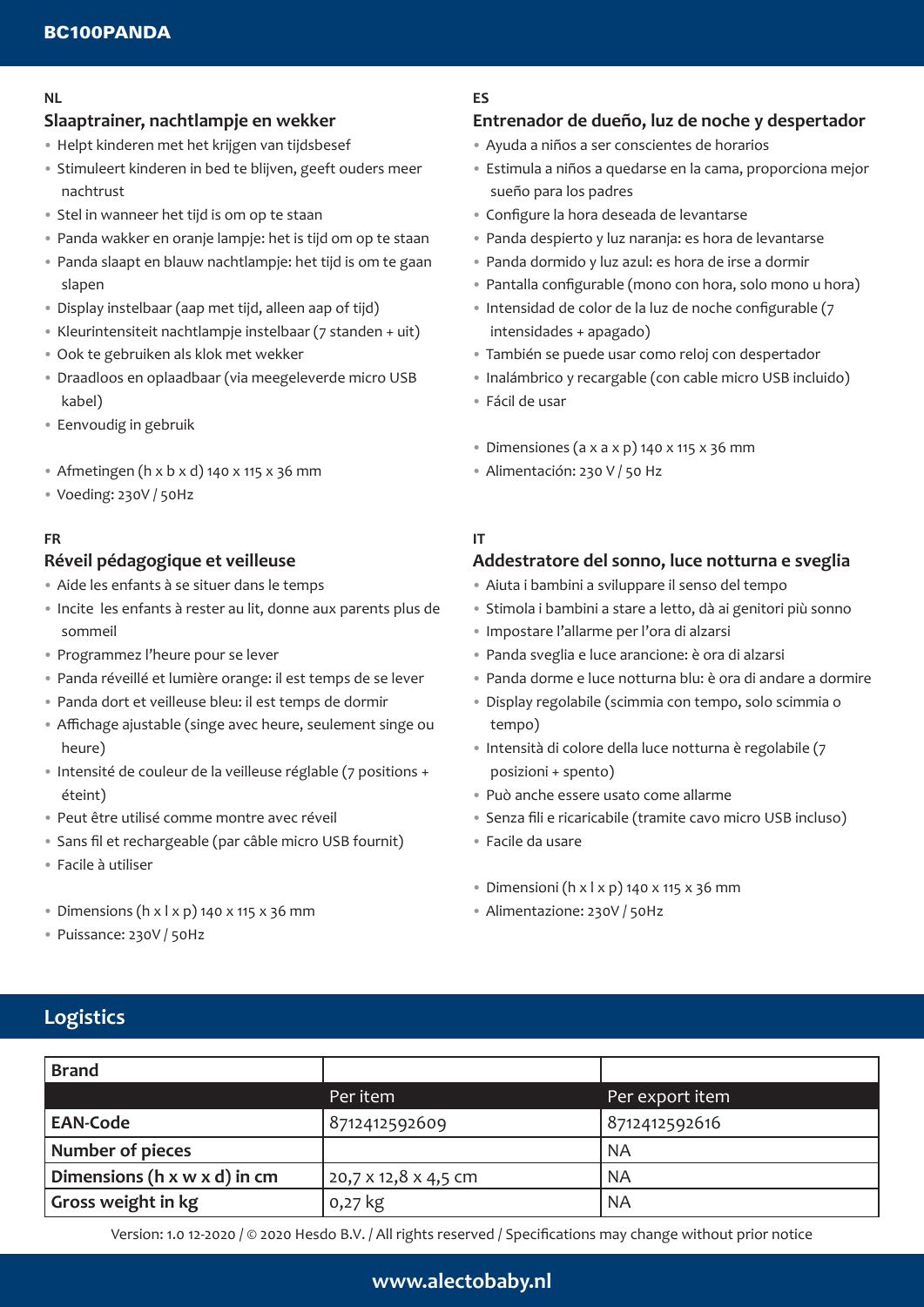BC100PANDA

NL

### Slaaptrainer, nachtlampje en wekker

- Helpt kinderen met het krijgen van tijdsbesef
- Stimuleert kinderen in bed te blijven, geeft ouders meer nachtrust
- Stel in wanneer het tijd is om op te staan
- Panda wakker en oranje lampje: het is tijd om op te staan
- Panda slaapt en blauw nachtlampje: het tijd is om te gaan slapen
- Display instelbaar (aap met tijd, alleen aap of tijd)
- Kleurintensiteit nachtlampje instelbaar (7 standen + uit)
- Ook te gebruiken als klok met wekker
- Draadloos en oplaadbaar (via meegeleverde micro USB kabel)
- Eenvoudig in gebruik

- Afmetingen (h x b x d) 140 x 115 x 36 mm
- Voeding: 230V / 50Hz

ES

### Entrenador de dueño, luz de noche y despertador

- Ayuda a niños a ser conscientes de horarios
- Estimula a niños a quedarse en la cama, proporciona mejor sueño para los padres
- Configure la hora deseada de levantarse
- Panda despierto y luz naranja: es hora de levantarse
- Panda dormido y luz azul: es hora de irse a dormir
- Pantalla configurable (mono con hora, solo mono u hora)
- Intensidad de color de la luz de noche configurable (7 intensidades + apagado)
- También se puede usar como reloj con despertador
- Inalámbrico y recargable (con cable micro USB incluido)
- Fácil de usar

- Dimensiones (a x a x p) 140 x 115 x 36 mm
- Alimentación: 230 V / 50 Hz

FR

### Réveil pédagogique et veilleuse

- Aide les enfants à se situer dans le temps
- Incite les enfants à rester au lit, donne aux parents plus de sommeil
- Programmez l'heure pour se lever
- Panda réveillé et lumière orange: il est temps de se lever
- Panda dort et veilleuse bleu: il est temps de dormir
- Affichage ajustable (singe avec heure, seulement singe ou heure)
- Intensité de couleur de la veilleuse réglable (7 positions + éteint)
- Peut être utilisé comme montre avec réveil
- Sans fil et rechargeable (par câble micro USB fournit)
- Facile à utiliser

- Dimensions (h x l x p) 140 x 115 x 36 mm
- Puissance: 230V / 50Hz

IT

### Addestratore del sonno, luce notturna e sveglia

- Aiuta i bambini a sviluppare il senso del tempo
- Stimola i bambini a stare a letto, dà ai genitori più sonno
- Impostare l'allarme per l'ora di alzarsi
- Panda sveglia e luce arancione: è ora di alzarsi
- Panda dorme e luce notturna blu: è ora di andare a dormire
- Display regolabile (scimmia con tempo, solo scimmia o tempo)
- Intensità di colore della luce notturna è regolabile (7 posizioni + spento)
- Può anche essere usato come allarme
- Senza fili e ricaricabile (tramite cavo micro USB incluso)
- Facile da usare

- Dimensioni (h x l x p) 140 x 115 x 36 mm
- Alimentazione: 230V / 50Hz

## Logistics

| Brand | | |
|---|---|---|
| | Per item | Per export item |
| **EAN-Code** | 8712412592609 | 8712412592616 |
| **Number of pieces** | | NA |
| **Dimensions (h x w x d) in cm** | 20,7 x 12,8 x 4,5 cm | NA |
| **Gross weight in kg** | 0,27 kg | NA |

Version: 1.0 12-2020 / © 2020 Hesdo B.V. / All rights reserved / Specifications may change without prior notice

www.alectobaby.nl